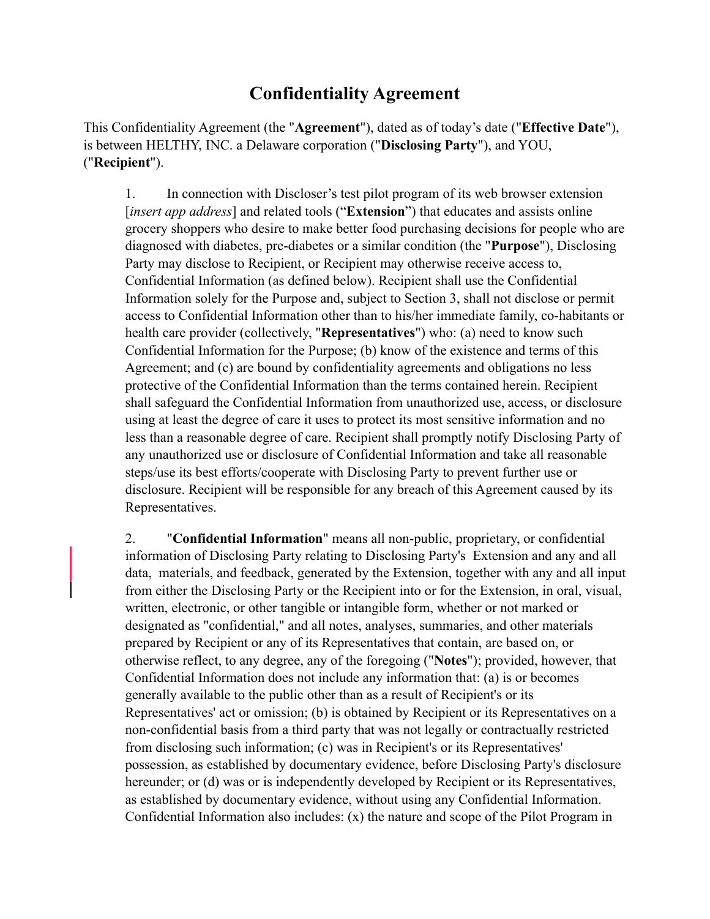# Confidentiality Agreement

This Confidentiality Agreement (the "**Agreement**"), dated as of today's date ("**Effective Date**"), is between HELTHY, INC. a Delaware corporation ("**Disclosing Party**"), and YOU, ("**Recipient**").

1. In connection with Discloser's test pilot program of its web browser extension [*insert app address*] and related tools ("**Extension**") that educates and assists online grocery shoppers who desire to make better food purchasing decisions for people who are diagnosed with diabetes, pre-diabetes or a similar condition (the "**Purpose**"), Disclosing Party may disclose to Recipient, or Recipient may otherwise receive access to, Confidential Information (as defined below). Recipient shall use the Confidential Information solely for the Purpose and, subject to Section 3, shall not disclose or permit access to Confidential Information other than to his/her immediate family, co-habitants or health care provider (collectively, "**Representatives**") who: (a) need to know such Confidential Information for the Purpose; (b) know of the existence and terms of this Agreement; and (c) are bound by confidentiality agreements and obligations no less protective of the Confidential Information than the terms contained herein. Recipient shall safeguard the Confidential Information from unauthorized use, access, or disclosure using at least the degree of care it uses to protect its most sensitive information and no less than a reasonable degree of care. Recipient shall promptly notify Disclosing Party of any unauthorized use or disclosure of Confidential Information and take all reasonable steps/use its best efforts/cooperate with Disclosing Party to prevent further use or disclosure. Recipient will be responsible for any breach of this Agreement caused by its Representatives.

2. "**Confidential Information**" means all non-public, proprietary, or confidential information of Disclosing Party relating to Disclosing Party's Extension and any and all data, materials, and feedback, generated by the Extension, together with any and all input from either the Disclosing Party or the Recipient into or for the Extension, in oral, visual, written, electronic, or other tangible or intangible form, whether or not marked or designated as "confidential," and all notes, analyses, summaries, and other materials prepared by Recipient or any of its Representatives that contain, are based on, or otherwise reflect, to any degree, any of the foregoing ("**Notes**"); provided, however, that Confidential Information does not include any information that: (a) is or becomes generally available to the public other than as a result of Recipient's or its Representatives' act or omission; (b) is obtained by Recipient or its Representatives on a non-confidential basis from a third party that was not legally or contractually restricted from disclosing such information; (c) was in Recipient's or its Representatives' possession, as established by documentary evidence, before Disclosing Party's disclosure hereunder; or (d) was or is independently developed by Recipient or its Representatives, as established by documentary evidence, without using any Confidential Information. Confidential Information also includes: (x) the nature and scope of the Pilot Program in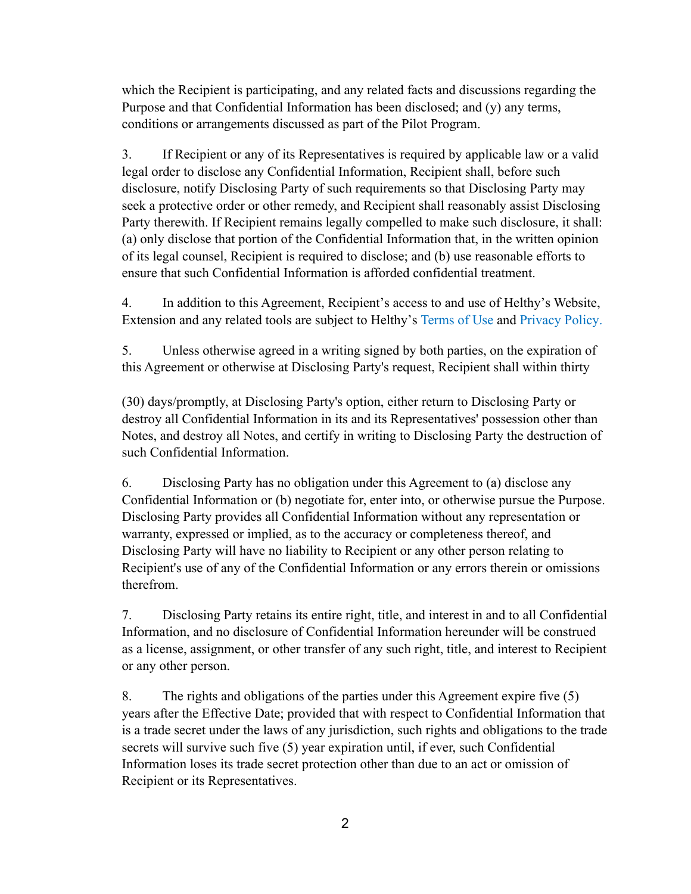which the Recipient is participating, and any related facts and discussions regarding the Purpose and that Confidential Information has been disclosed; and (y) any terms, conditions or arrangements discussed as part of the Pilot Program.

3. If Recipient or any of its Representatives is required by applicable law or a valid legal order to disclose any Confidential Information, Recipient shall, before such disclosure, notify Disclosing Party of such requirements so that Disclosing Party may seek a protective order or other remedy, and Recipient shall reasonably assist Disclosing Party therewith. If Recipient remains legally compelled to make such disclosure, it shall: (a) only disclose that portion of the Confidential Information that, in the written opinion of its legal counsel, Recipient is required to disclose; and (b) use reasonable efforts to ensure that such Confidential Information is afforded confidential treatment.

4. In addition to this Agreement, Recipient's access to and use of Helthy's Website, Extension and any related tools are subject to Helthy's Terms of Use and Privacy Policy.

5. Unless otherwise agreed in a writing signed by both parties, on the expiration of this Agreement or otherwise at Disclosing Party's request, Recipient shall within thirty

(30) days/promptly, at Disclosing Party's option, either return to Disclosing Party or destroy all Confidential Information in its and its Representatives' possession other than Notes, and destroy all Notes, and certify in writing to Disclosing Party the destruction of such Confidential Information.

6. Disclosing Party has no obligation under this Agreement to (a) disclose any Confidential Information or (b) negotiate for, enter into, or otherwise pursue the Purpose. Disclosing Party provides all Confidential Information without any representation or warranty, expressed or implied, as to the accuracy or completeness thereof, and Disclosing Party will have no liability to Recipient or any other person relating to Recipient's use of any of the Confidential Information or any errors therein or omissions therefrom.

7. Disclosing Party retains its entire right, title, and interest in and to all Confidential Information, and no disclosure of Confidential Information hereunder will be construed as a license, assignment, or other transfer of any such right, title, and interest to Recipient or any other person.

8. The rights and obligations of the parties under this Agreement expire five (5) years after the Effective Date; provided that with respect to Confidential Information that is a trade secret under the laws of any jurisdiction, such rights and obligations to the trade secrets will survive such five (5) year expiration until, if ever, such Confidential Information loses its trade secret protection other than due to an act or omission of Recipient or its Representatives.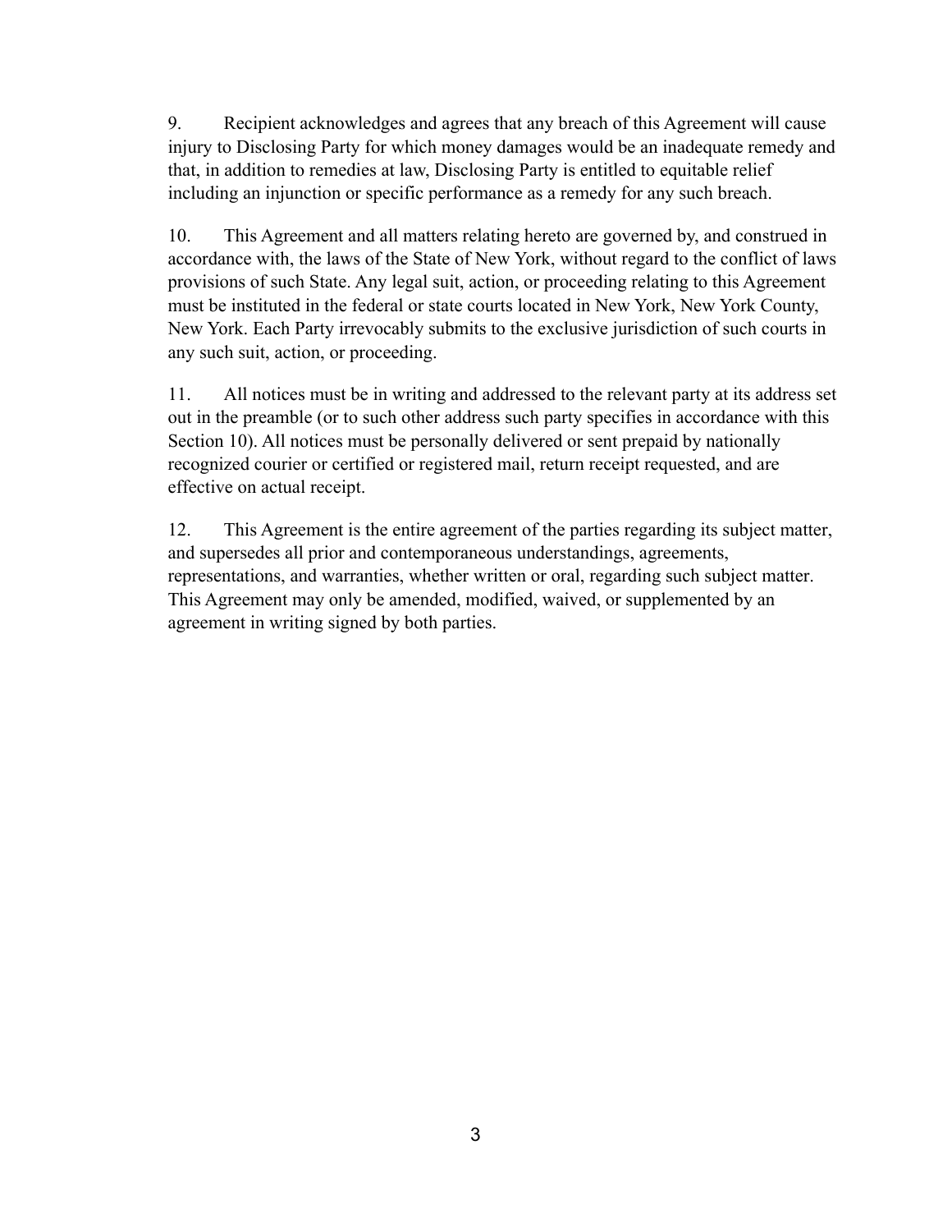9. Recipient acknowledges and agrees that any breach of this Agreement will cause injury to Disclosing Party for which money damages would be an inadequate remedy and that, in addition to remedies at law, Disclosing Party is entitled to equitable relief including an injunction or specific performance as a remedy for any such breach.

10. This Agreement and all matters relating hereto are governed by, and construed in accordance with, the laws of the State of New York, without regard to the conflict of laws provisions of such State. Any legal suit, action, or proceeding relating to this Agreement must be instituted in the federal or state courts located in New York, New York County, New York. Each Party irrevocably submits to the exclusive jurisdiction of such courts in any such suit, action, or proceeding.

11. All notices must be in writing and addressed to the relevant party at its address set out in the preamble (or to such other address such party specifies in accordance with this Section 10). All notices must be personally delivered or sent prepaid by nationally recognized courier or certified or registered mail, return receipt requested, and are effective on actual receipt.

12. This Agreement is the entire agreement of the parties regarding its subject matter, and supersedes all prior and contemporaneous understandings, agreements, representations, and warranties, whether written or oral, regarding such subject matter. This Agreement may only be amended, modified, waived, or supplemented by an agreement in writing signed by both parties.